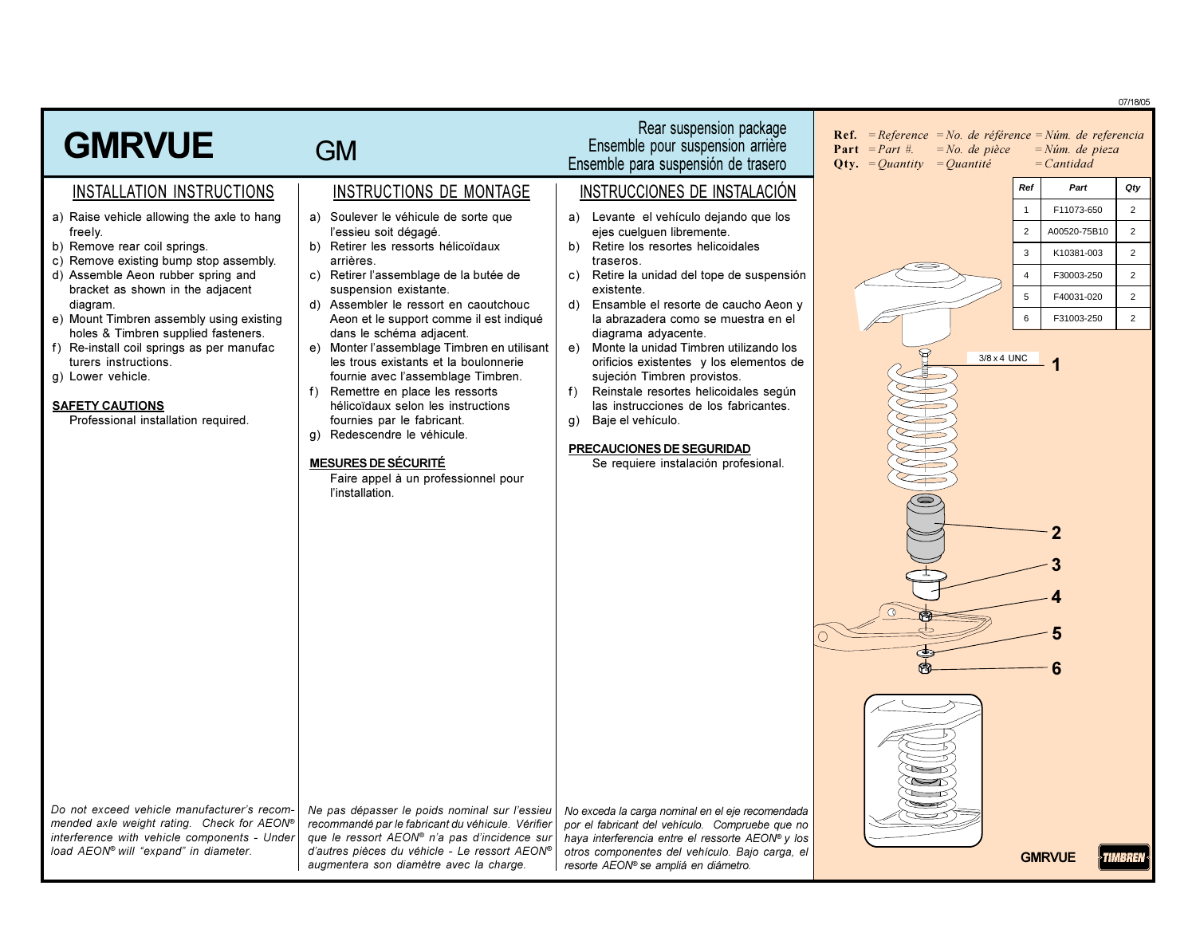# GMRVUE

GM

Rear suspension package
Ensemble pour suspension arrière
Ensemble para suspensión de trasero

## INSTALLATION INSTRUCTIONS

a) Raise vehicle allowing the axle to hang freely.
b) Remove rear coil springs.
c) Remove existing bump stop assembly.
d) Assemble Aeon rubber spring and bracket as shown in the adjacent diagram.
e) Mount Timbren assembly using existing holes & Timbren supplied fasteners.
f) Re-install coil springs as per manufac turers instructions.
g) Lower vehicle.

**SAFETY CAUTIONS**

Professional installation required.

*Do not exceed vehicle manufacturer's recommended axle weight rating. Check for AEON® interference with vehicle components - Under load AEON® will "expand" in diameter.*

## INSTRUCTIONS DE MONTAGE

a) Soulever le véhicule de sorte que l'essieu soit dégagé.
b) Retirer les ressorts hélicoïdaux arrières.
c) Retirer l'assemblage de la butée de suspension existante.
d) Assembler le ressort en caoutchouc Aeon et le support comme il est indiqué dans le schéma adjacent.
e) Monter l'assemblage Timbren en utilisant les trous existants et la boulonnerie fournie avec l'assemblage Timbren.
f) Remettre en place les ressorts hélicoïdaux selon les instructions fournies par le fabricant.
g) Redescendre le véhicule.

**MESURES DE SÉCURITÉ**

Faire appel à un professionnel pour l'installation.

*Ne pas dépasser le poids nominal sur l'essieu recommandé par le fabricant du véhicule. Vérifier que le ressort AEON® n'a pas d'incidence sur d'autres pièces du véhicle - Le ressort AEON® augmentera son diamètre avec la charge.*

## INSTRUCCIONES DE INSTALACIÓN

a) Levante el vehículo dejando que los ejes cuelguen libremente.
b) Retire los resortes helicoidales traseros.
c) Retire la unidad del tope de suspensión existente.
d) Ensamble el resorte de caucho Aeon y la abrazadera como se muestra en el diagrama adyacente.
e) Monte la unidad Timbren utilizando los orificios existentes y los elementos de sujeción Timbren provistos.
f) Reinstale resortes helicoidales según las instrucciones de los fabricantes.
g) Baje el vehículo.

**PRECAUCIONES DE SEGURIDAD**

Se requiere instalación profesional.

*No exceda la carga nominal en el eje recomendada por el fabricant del vehículo. Compruebe que no haya interferencia entre el ressorte AEON® y los otros componentes del vehículo. Bajo carga, el resorte AEON® se ampliá en diámetro.*

---

**Ref.** = *Reference* = *No. de référence* = *Núm. de referencia*
**Part** = *Part #.* = *No. de pièce* = *Núm. de pieza*
**Qty.** = *Quantity* = *Quantité* = *Cantidad*

| Ref | Part | Qty |
|---|---|---|
| 1 | F11073-650 | 2 |
| 2 | A00520-75B10 | 2 |
| 3 | K10381-003 | 2 |
| 4 | F30003-250 | 2 |
| 5 | F40031-020 | 2 |
| 6 | F31003-250 | 2 |

3/8 x 4 UNC — 1

2

3

4

5

6

GMRVUE

TIMBREN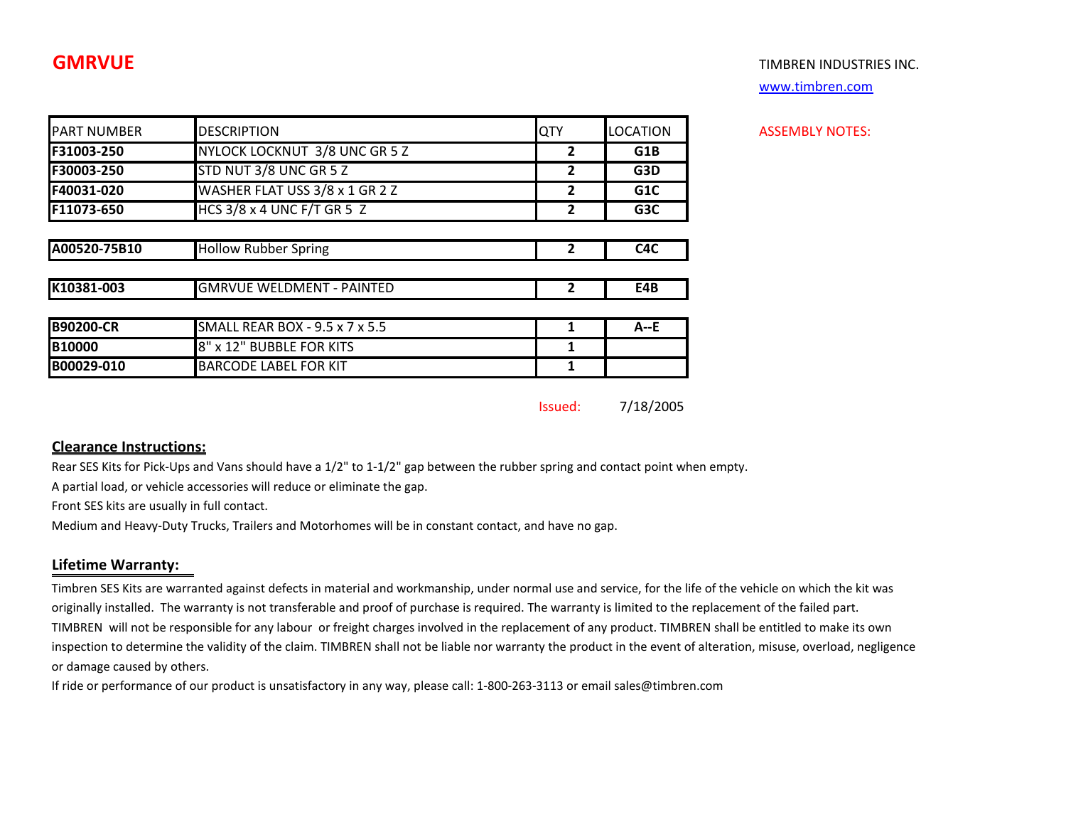# GMRVUE

TIMBREN INDUSTRIES INC.

www.timbren.com

ASSEMBLY NOTES:

| PART NUMBER | DESCRIPTION | QTY | LOCATION |
|---|---|---|---|
| **F31003-250** | NYLOCK LOCKNUT 3/8 UNC GR 5 Z | **2** | **G1B** |
| **F30003-250** | STD NUT 3/8 UNC GR 5 Z | **2** | **G3D** |
| **F40031-020** | WASHER FLAT USS 3/8 x 1 GR 2 Z | **2** | **G1C** |
| **F11073-650** | HCS 3/8 x 4 UNC F/T GR 5 Z | **2** | **G3C** |
| **A00520-75B10** | Hollow Rubber Spring | **2** | **C4C** |
| **K10381-003** | GMRVUE WELDMENT - PAINTED | **2** | **E4B** |
| **B90200-CR** | SMALL REAR BOX - 9.5 x 7 x 5.5 | **1** | **A--E** |
| **B10000** | 8" x 12" BUBBLE FOR KITS | **1** | |
| **B00029-010** | BARCODE LABEL FOR KIT | **1** | |

Issued: 7/18/2005

## Clearance Instructions:

Rear SES Kits for Pick-Ups and Vans should have a 1/2" to 1-1/2" gap between the rubber spring and contact point when empty.

A partial load, or vehicle accessories will reduce or eliminate the gap.

Front SES kits are usually in full contact.

Medium and Heavy-Duty Trucks, Trailers and Motorhomes will be in constant contact, and have no gap.

## Lifetime Warranty:

Timbren SES Kits are warranted against defects in material and workmanship, under normal use and service, for the life of the vehicle on which the kit was originally installed. The warranty is not transferable and proof of purchase is required. The warranty is limited to the replacement of the failed part. TIMBREN will not be responsible for any labour or freight charges involved in the replacement of any product. TIMBREN shall be entitled to make its own inspection to determine the validity of the claim. TIMBREN shall not be liable nor warranty the product in the event of alteration, misuse, overload, negligence or damage caused by others.

If ride or performance of our product is unsatisfactory in any way, please call: 1-800-263-3113 or email sales@timbren.com